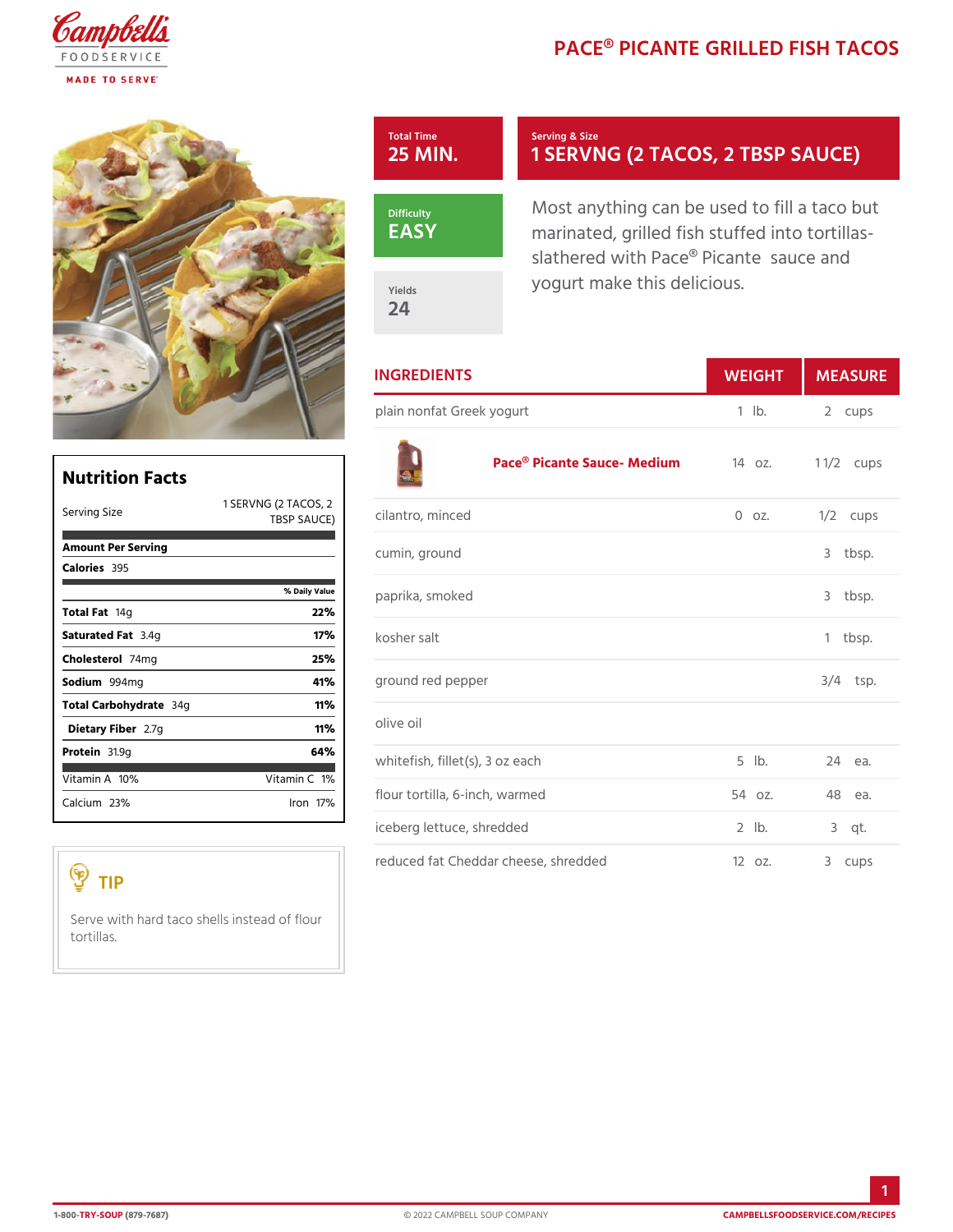# PACE® PICANTE GRILLED FISH TACOS

| Total Time | Serving & Size |
|---|---|
| 25 MIN. | 1 SERVNG (2 TACOS, 2 TBSP SAUCE) |

| Difficulty | Yields |
|---|---|
| EASY | 24 |

Most anything can be used to fill a taco but marinated, grilled fish stuffed into tortillas- slathered with Pace® Picante sauce and yogurt make this delicious.

## Nutrition Facts

| | |
|---|---|
| Serving Size | 1 SERVNG (2 TACOS, 2 TBSP SAUCE) |
| **Amount Per Serving** | |
| **Calories** 395 | |
| | **% Daily Value** |
| **Total Fat** 14g | **22%** |
| **Saturated Fat** 3.4g | **17%** |
| **Cholesterol** 74mg | **25%** |
| **Sodium** 994mg | **41%** |
| **Total Carbohydrate** 34g | **11%** |
| **Dietary Fiber** 2.7g | **11%** |
| **Protein** 31.9g | **64%** |
| Vitamin A 10% | Vitamin C 1% |
| Calcium 23% | Iron 17% |

## TIP

Serve with hard taco shells instead of flour tortillas.

## INGREDIENTS

| INGREDIENTS | WEIGHT | MEASURE |
|---|---|---|
| plain nonfat Greek yogurt | 1 lb. | 2 cups |
| **Pace® Picante Sauce- Medium** | 14 oz. | 1 1/2 cups |
| cilantro, minced | 0 oz. | 1/2 cups |
| cumin, ground | | 3 tbsp. |
| paprika, smoked | | 3 tbsp. |
| kosher salt | | 1 tbsp. |
| ground red pepper | | 3/4 tsp. |
| olive oil | | |
| whitefish, fillet(s), 3 oz each | 5 lb. | 24 ea. |
| flour tortilla, 6-inch, warmed | 54 oz. | 48 ea. |
| iceberg lettuce, shredded | 2 lb. | 3 qt. |
| reduced fat Cheddar cheese, shredded | 12 oz. | 3 cups |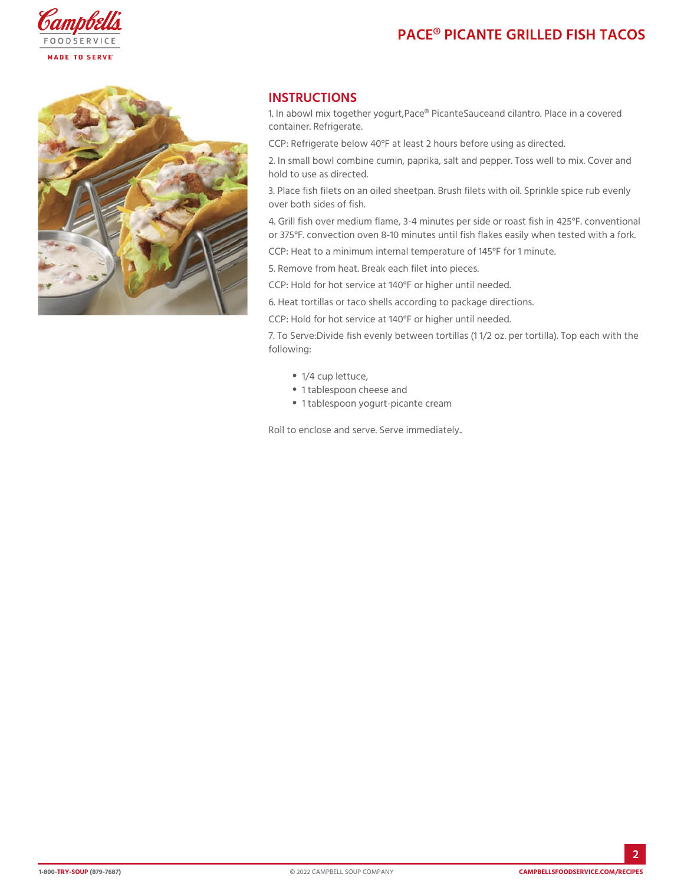# PACE® PICANTE GRILLED FISH TACOS

## INSTRUCTIONS

1. In abowl mix together yogurt,Pace® PicanteSauceand cilantro. Place in a covered container. Refrigerate.

CCP: Refrigerate below 40°F at least 2 hours before using as directed.

2. In small bowl combine cumin, paprika, salt and pepper. Toss well to mix. Cover and hold to use as directed.

3. Place fish filets on an oiled sheetpan. Brush filets with oil. Sprinkle spice rub evenly over both sides of fish.

4. Grill fish over medium flame, 3-4 minutes per side or roast fish in 425°F. conventional or 375°F. convection oven 8-10 minutes until fish flakes easily when tested with a fork.

CCP: Heat to a minimum internal temperature of 145°F for 1 minute.

5. Remove from heat. Break each filet into pieces.

CCP: Hold for hot service at 140°F or higher until needed.

6. Heat tortillas or taco shells according to package directions.

CCP: Hold for hot service at 140°F or higher until needed.

7. To Serve:Divide fish evenly between tortillas (1 1/2 oz. per tortilla). Top each with the following:

- 1/4 cup lettuce,
- 1 tablespoon cheese and
- 1 tablespoon yogurt-picante cream

Roll to enclose and serve. Serve immediately..